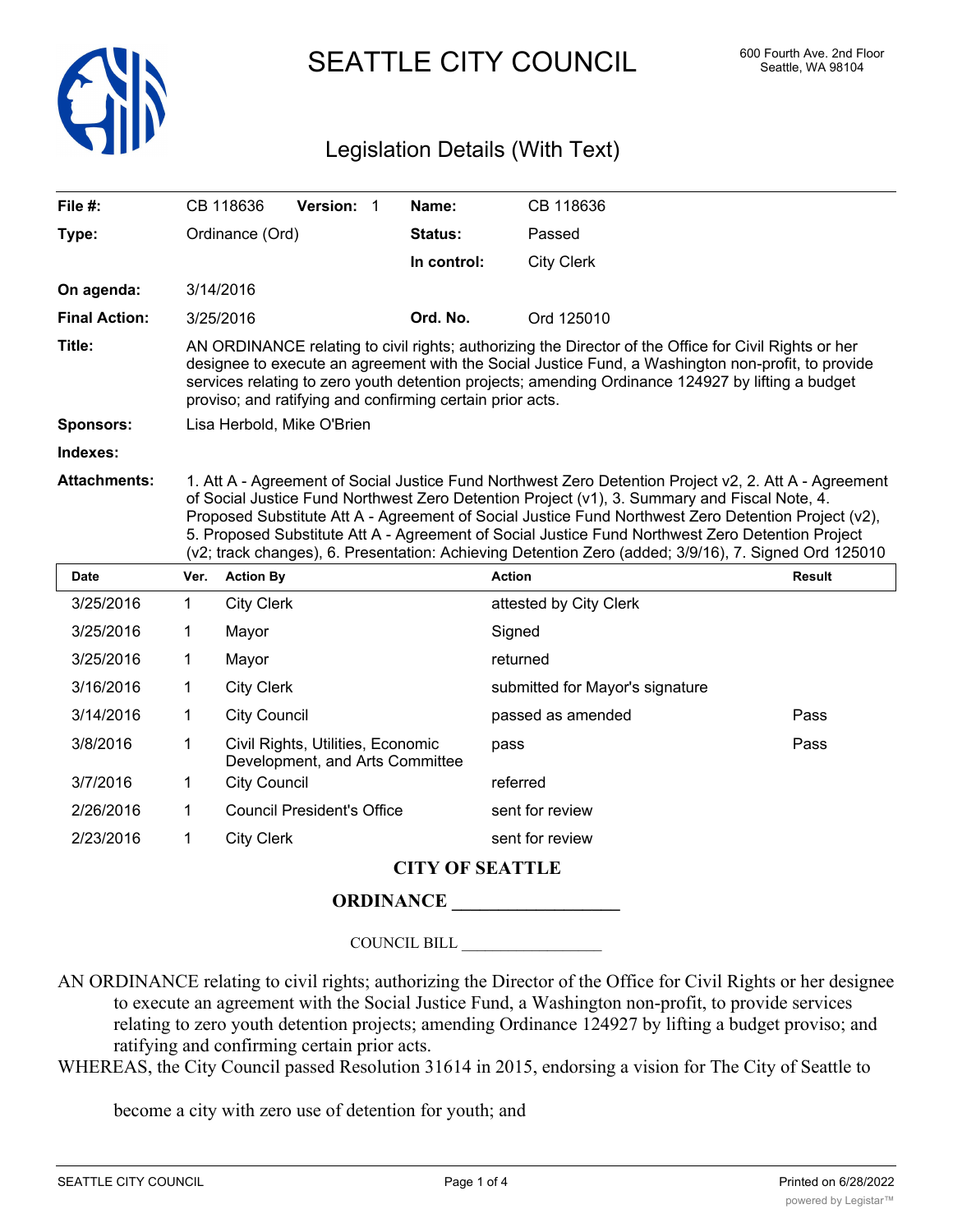# SEATTLE CITY COUNCIL

600 Fourth Ave. 2nd Floor
Seattle, WA 98104

## Legislation Details (With Text)

| | | | | |
|---|---|---|---|---|
| **File #:** | CB 118636 | **Version:** 1 | **Name:** | CB 118636 |
| **Type:** | Ordinance (Ord) | | **Status:** | Passed |
| | | | **In control:** | City Clerk |
| **On agenda:** | 3/14/2016 | | | |
| **Final Action:** | 3/25/2016 | | **Ord. No.** | Ord 125010 |

**Title:** AN ORDINANCE relating to civil rights; authorizing the Director of the Office for Civil Rights or her designee to execute an agreement with the Social Justice Fund, a Washington non-profit, to provide services relating to zero youth detention projects; amending Ordinance 124927 by lifting a budget proviso; and ratifying and confirming certain prior acts.

**Sponsors:** Lisa Herbold, Mike O'Brien

**Indexes:**

**Attachments:** 1. Att A - Agreement of Social Justice Fund Northwest Zero Detention Project v2, 2. Att A - Agreement of Social Justice Fund Northwest Zero Detention Project (v1), 3. Summary and Fiscal Note, 4. Proposed Substitute Att A - Agreement of Social Justice Fund Northwest Zero Detention Project (v2), 5. Proposed Substitute Att A - Agreement of Social Justice Fund Northwest Zero Detention Project (v2; track changes), 6. Presentation: Achieving Detention Zero (added; 3/9/16), 7. Signed Ord 125010

| Date | Ver. | Action By | Action | Result |
|---|---|---|---|---|
| 3/25/2016 | 1 | City Clerk | attested by City Clerk | |
| 3/25/2016 | 1 | Mayor | Signed | |
| 3/25/2016 | 1 | Mayor | returned | |
| 3/16/2016 | 1 | City Clerk | submitted for Mayor's signature | |
| 3/14/2016 | 1 | City Council | passed as amended | Pass |
| 3/8/2016 | 1 | Civil Rights, Utilities, Economic Development, and Arts Committee | pass | Pass |
| 3/7/2016 | 1 | City Council | referred | |
| 2/26/2016 | 1 | Council President's Office | sent for review | |
| 2/23/2016 | 1 | City Clerk | sent for review | |

**CITY OF SEATTLE**

**ORDINANCE __________________**

COUNCIL BILL __________________

AN ORDINANCE relating to civil rights; authorizing the Director of the Office for Civil Rights or her designee to execute an agreement with the Social Justice Fund, a Washington non-profit, to provide services relating to zero youth detention projects; amending Ordinance 124927 by lifting a budget proviso; and ratifying and confirming certain prior acts.

WHEREAS, the City Council passed Resolution 31614 in 2015, endorsing a vision for The City of Seattle to become a city with zero use of detention for youth; and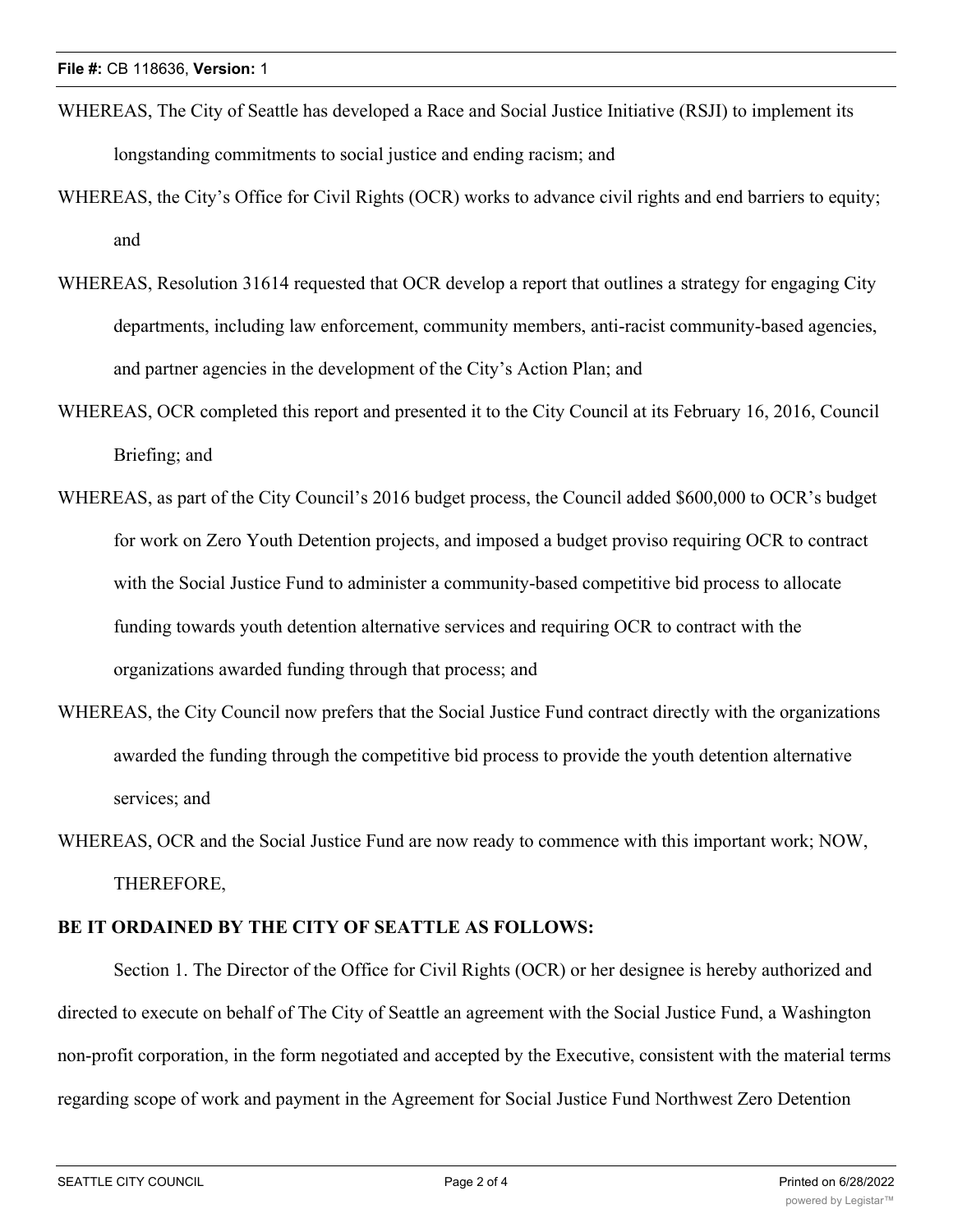WHEREAS, The City of Seattle has developed a Race and Social Justice Initiative (RSJI) to implement its longstanding commitments to social justice and ending racism; and

WHEREAS, the City's Office for Civil Rights (OCR) works to advance civil rights and end barriers to equity; and

WHEREAS, Resolution 31614 requested that OCR develop a report that outlines a strategy for engaging City departments, including law enforcement, community members, anti-racist community-based agencies, and partner agencies in the development of the City's Action Plan; and

WHEREAS, OCR completed this report and presented it to the City Council at its February 16, 2016, Council Briefing; and

WHEREAS, as part of the City Council's 2016 budget process, the Council added $600,000 to OCR's budget for work on Zero Youth Detention projects, and imposed a budget proviso requiring OCR to contract with the Social Justice Fund to administer a community-based competitive bid process to allocate funding towards youth detention alternative services and requiring OCR to contract with the organizations awarded funding through that process; and

WHEREAS, the City Council now prefers that the Social Justice Fund contract directly with the organizations awarded the funding through the competitive bid process to provide the youth detention alternative services; and

WHEREAS, OCR and the Social Justice Fund are now ready to commence with this important work; NOW, THEREFORE,

**BE IT ORDAINED BY THE CITY OF SEATTLE AS FOLLOWS:**

Section 1. The Director of the Office for Civil Rights (OCR) or her designee is hereby authorized and directed to execute on behalf of The City of Seattle an agreement with the Social Justice Fund, a Washington non-profit corporation, in the form negotiated and accepted by the Executive, consistent with the material terms regarding scope of work and payment in the Agreement for Social Justice Fund Northwest Zero Detention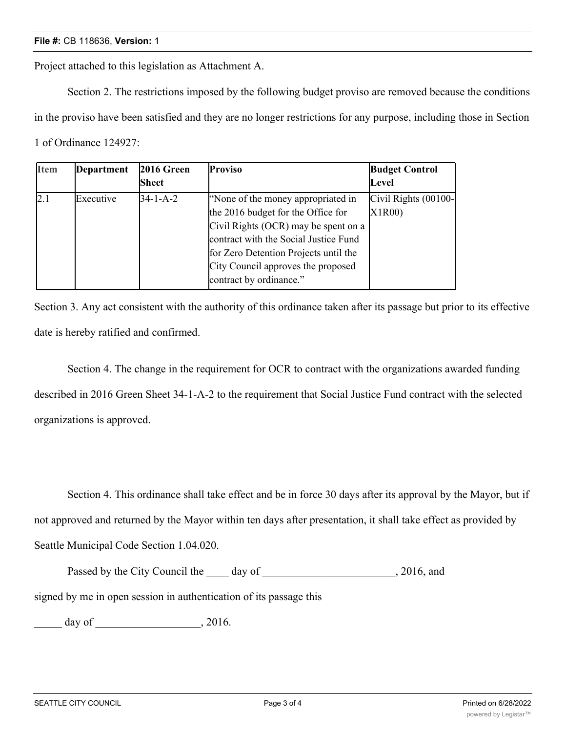Project attached to this legislation as Attachment A.

Section 2. The restrictions imposed by the following budget proviso are removed because the conditions in the proviso have been satisfied and they are no longer restrictions for any purpose, including those in Section 1 of Ordinance 124927:

| Item | Department | 2016 Green Sheet | Proviso | Budget Control Level |
|---|---|---|---|---|
| 2.1 | Executive | 34-1-A-2 | "None of the money appropriated in the 2016 budget for the Office for Civil Rights (OCR) may be spent on a contract with the Social Justice Fund for Zero Detention Projects until the City Council approves the proposed contract by ordinance." | Civil Rights (00100-X1R00) |

Section 3. Any act consistent with the authority of this ordinance taken after its passage but prior to its effective date is hereby ratified and confirmed.

Section 4. The change in the requirement for OCR to contract with the organizations awarded funding described in 2016 Green Sheet 34-1-A-2 to the requirement that Social Justice Fund contract with the selected organizations is approved.

Section 4. This ordinance shall take effect and be in force 30 days after its approval by the Mayor, but if not approved and returned by the Mayor within ten days after presentation, it shall take effect as provided by Seattle Municipal Code Section 1.04.020.

Passed by the City Council the ____ day of ________________________, 2016, and signed by me in open session in authentication of its passage this

_____ day of ___________________, 2016.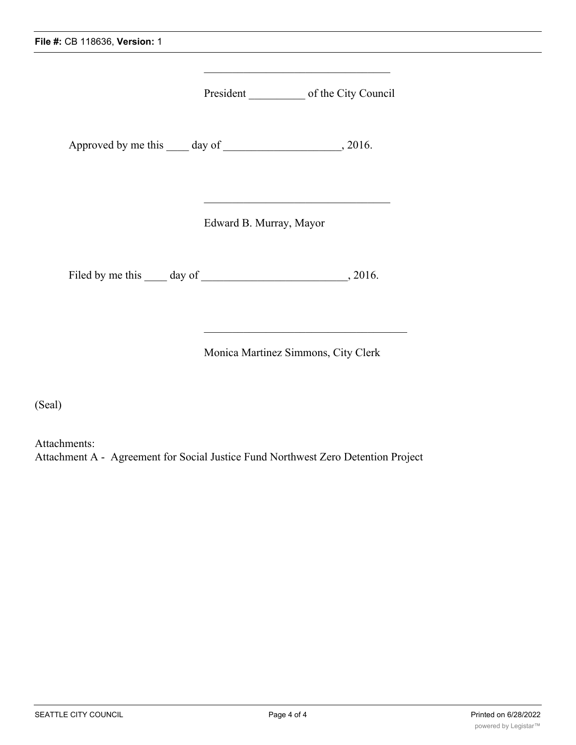\_\_\_\_\_\_\_\_\_\_\_\_\_\_\_\_\_\_\_\_\_\_\_\_\_\_\_\_\_\_\_\_\_\_

President \_\_\_\_\_\_\_\_\_\_ of the City Council

Approved by me this \_\_\_\_ day of \_\_\_\_\_\_\_\_\_\_\_\_\_\_\_\_\_\_\_\_, 2016.

\_\_\_\_\_\_\_\_\_\_\_\_\_\_\_\_\_\_\_\_\_\_\_\_\_\_\_\_\_\_\_\_\_\_

Edward B. Murray, Mayor

Filed by me this \_\_\_\_ day of \_\_\_\_\_\_\_\_\_\_\_\_\_\_\_\_\_\_\_\_\_\_\_\_\_\_, 2016.

\_\_\_\_\_\_\_\_\_\_\_\_\_\_\_\_\_\_\_\_\_\_\_\_\_\_\_\_\_\_\_\_\_\_\_\_\_

Monica Martinez Simmons, City Clerk

(Seal)

Attachments:
Attachment A - Agreement for Social Justice Fund Northwest Zero Detention Project